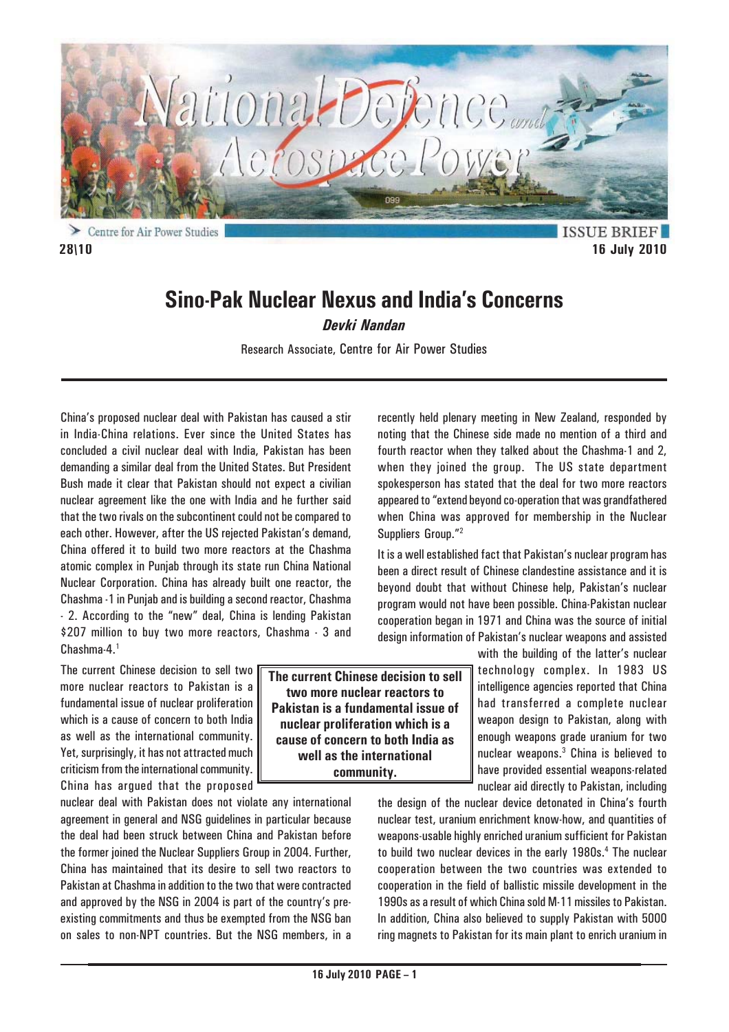Centre for Air Power Studies

ISSUE BRIEF

28\10

16 July 2010

# Sino-Pak Nuclear Nexus and India's Concerns

***Devki Nandan***

Research Associate, Centre for Air Power Studies

China's proposed nuclear deal with Pakistan has caused a stir in India-China relations. Ever since the United States has concluded a civil nuclear deal with India, Pakistan has been demanding a similar deal from the United States. But President Bush made it clear that Pakistan should not expect a civilian nuclear agreement like the one with India and he further said that the two rivals on the subcontinent could not be compared to each other. However, after the US rejected Pakistan's demand, China offered it to build two more reactors at the Chashma atomic complex in Punjab through its state run China National Nuclear Corporation. China has already built one reactor, the Chashma -1 in Punjab and is building a second reactor, Chashma - 2. According to the "new" deal, China is lending Pakistan $207 million to buy two more reactors, Chashma - 3 and Chashma-4.[1]

The current Chinese decision to sell two more nuclear reactors to Pakistan is a fundamental issue of nuclear proliferation which is a cause of concern to both India as well as the international community. Yet, surprisingly, it has not attracted much criticism from the international community. China has argued that the proposed nuclear deal with Pakistan does not violate any international agreement in general and NSG guidelines in particular because the deal had been struck between China and Pakistan before the former joined the Nuclear Suppliers Group in 2004. Further, China has maintained that its desire to sell two reactors to Pakistan at Chashma in addition to the two that were contracted and approved by the NSG in 2004 is part of the country's pre-existing commitments and thus be exempted from the NSG ban on sales to non-NPT countries. But the NSG members, in a recently held plenary meeting in New Zealand, responded by noting that the Chinese side made no mention of a third and fourth reactor when they talked about the Chashma-1 and 2, when they joined the group. The US state department spokesperson has stated that the deal for two more reactors appeared to "extend beyond co-operation that was grandfathered when China was approved for membership in the Nuclear Suppliers Group."[2]

**The current Chinese decision to sell two more nuclear reactors to Pakistan is a fundamental issue of nuclear proliferation which is a cause of concern to both India as well as the international community.**

It is a well established fact that Pakistan's nuclear program has been a direct result of Chinese clandestine assistance and it is beyond doubt that without Chinese help, Pakistan's nuclear program would not have been possible. China-Pakistan nuclear cooperation began in 1971 and China was the source of initial design information of Pakistan's nuclear weapons and assisted with the building of the latter's nuclear technology complex. In 1983 US intelligence agencies reported that China had transferred a complete nuclear weapon design to Pakistan, along with enough weapons grade uranium for two nuclear weapons.[3] China is believed to have provided essential weapons-related nuclear aid directly to Pakistan, including the design of the nuclear device detonated in China's fourth nuclear test, uranium enrichment know-how, and quantities of weapons-usable highly enriched uranium sufficient for Pakistan to build two nuclear devices in the early 1980s.[4] The nuclear cooperation between the two countries was extended to cooperation in the field of ballistic missile development in the 1990s as a result of which China sold M-11 missiles to Pakistan. In addition, China also believed to supply Pakistan with 5000 ring magnets to Pakistan for its main plant to enrich uranium in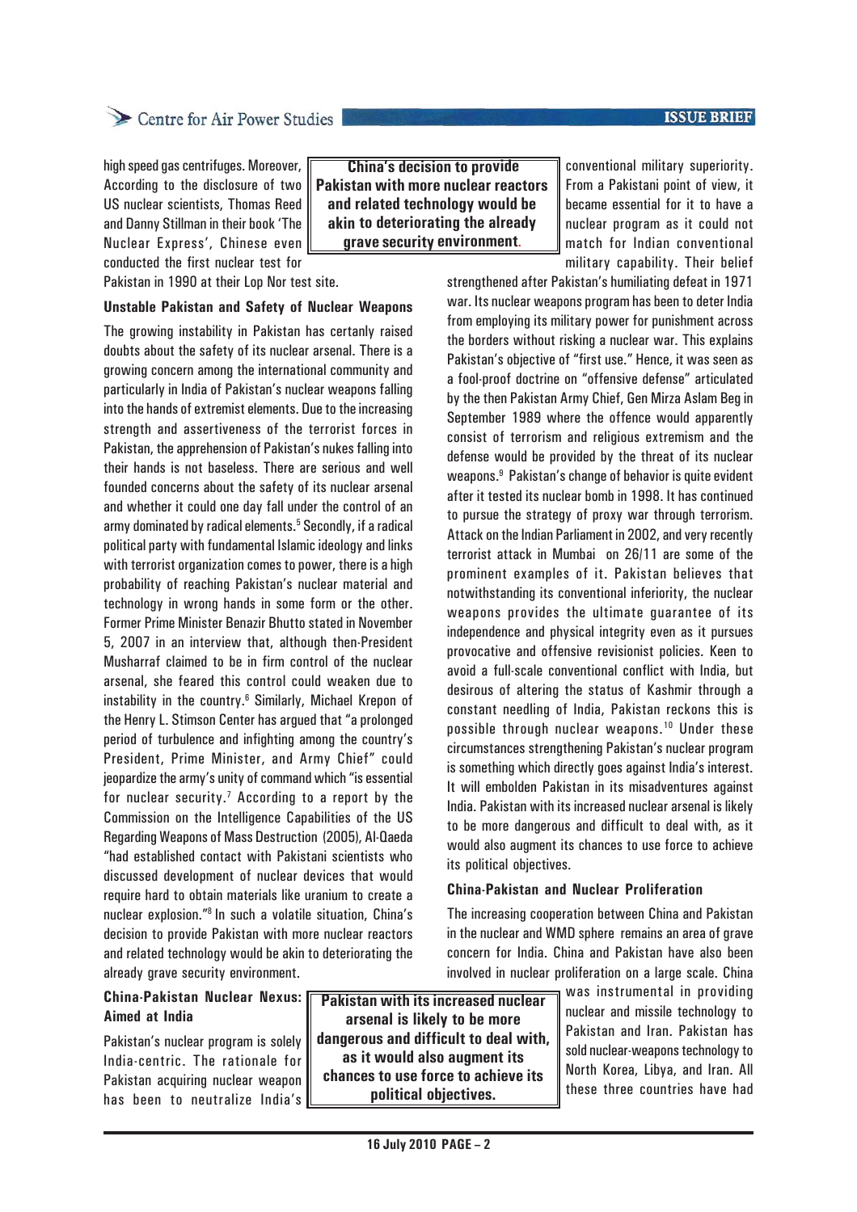high speed gas centrifuges. Moreover, According to the disclosure of two US nuclear scientists, Thomas Reed and Danny Stillman in their book 'The Nuclear Express', Chinese even conducted the first nuclear test for Pakistan in 1990 at their Lop Nor test site.

**China's decision to provide Pakistan with more nuclear reactors and related technology would be akin to deteriorating the already grave security environment.**

### Unstable Pakistan and Safety of Nuclear Weapons

The growing instability in Pakistan has certanly raised doubts about the safety of its nuclear arsenal. There is a growing concern among the international community and particularly in India of Pakistan's nuclear weapons falling into the hands of extremist elements. Due to the increasing strength and assertiveness of the terrorist forces in Pakistan, the apprehension of Pakistan's nukes falling into their hands is not baseless. There are serious and well founded concerns about the safety of its nuclear arsenal and whether it could one day fall under the control of an army dominated by radical elements.[5] Secondly, if a radical political party with fundamental Islamic ideology and links with terrorist organization comes to power, there is a high probability of reaching Pakistan's nuclear material and technology in wrong hands in some form or the other. Former Prime Minister Benazir Bhutto stated in November 5, 2007 in an interview that, although then-President Musharraf claimed to be in firm control of the nuclear arsenal, she feared this control could weaken due to instability in the country.[6] Similarly, Michael Krepon of the Henry L. Stimson Center has argued that "a prolonged period of turbulence and infighting among the country's President, Prime Minister, and Army Chief" could jeopardize the army's unity of command which "is essential for nuclear security.[7] According to a report by the Commission on the Intelligence Capabilities of the US Regarding Weapons of Mass Destruction (2005), Al-Qaeda "had established contact with Pakistani scientists who discussed development of nuclear devices that would require hard to obtain materials like uranium to create a nuclear explosion."[8] In such a volatile situation, China's decision to provide Pakistan with more nuclear reactors and related technology would be akin to deteriorating the already grave security environment.

### China-Pakistan Nuclear Nexus: Aimed at India

Pakistan's nuclear program is solely India-centric. The rationale for Pakistan acquiring nuclear weapon has been to neutralize India's conventional military superiority. From a Pakistani point of view, it became essential for it to have a nuclear program as it could not match for Indian conventional military capability. Their belief strengthened after Pakistan's humiliating defeat in 1971 war. Its nuclear weapons program has been to deter India from employing its military power for punishment across the borders without risking a nuclear war. This explains Pakistan's objective of "first use." Hence, it was seen as a fool-proof doctrine on "offensive defense" articulated by the then Pakistan Army Chief, Gen Mirza Aslam Beg in September 1989 where the offence would apparently consist of terrorism and religious extremism and the defense would be provided by the threat of its nuclear weapons.[9] Pakistan's change of behavior is quite evident after it tested its nuclear bomb in 1998. It has continued to pursue the strategy of proxy war through terrorism. Attack on the Indian Parliament in 2002, and very recently terrorist attack in Mumbai on 26/11 are some of the prominent examples of it. Pakistan believes that notwithstanding its conventional inferiority, the nuclear weapons provides the ultimate guarantee of its independence and physical integrity even as it pursues provocative and offensive revisionist policies. Keen to avoid a full-scale conventional conflict with India, but desirous of altering the status of Kashmir through a constant needling of India, Pakistan reckons this is possible through nuclear weapons.[10] Under these circumstances strengthening Pakistan's nuclear program is something which directly goes against India's interest. It will embolden Pakistan in its misadventures against India. Pakistan with its increased nuclear arsenal is likely to be more dangerous and difficult to deal with, as it would also augment its chances to use force to achieve its political objectives.

**Pakistan with its increased nuclear arsenal is likely to be more dangerous and difficult to deal with, as it would also augment its chances to use force to achieve its political objectives.**

### China-Pakistan and Nuclear Proliferation

The increasing cooperation between China and Pakistan in the nuclear and WMD sphere remains an area of grave concern for India. China and Pakistan have also been involved in nuclear proliferation on a large scale. China was instrumental in providing nuclear and missile technology to Pakistan and Iran. Pakistan has sold nuclear-weapons technology to North Korea, Libya, and Iran. All these three countries have had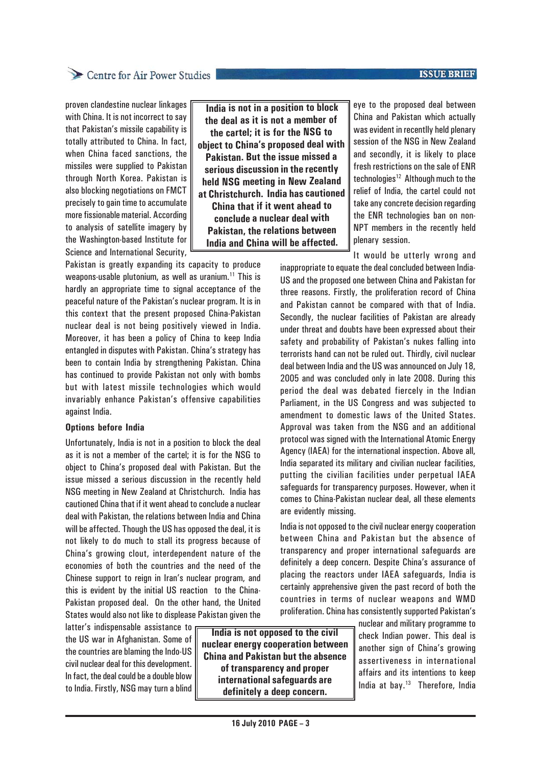proven clandestine nuclear linkages with China. It is not incorrect to say that Pakistan's missile capability is totally attributed to China. In fact, when China faced sanctions, the missiles were supplied to Pakistan through North Korea. Pakistan is also blocking negotiations on FMCT precisely to gain time to accumulate more fissionable material. According to analysis of satellite imagery by the Washington-based Institute for Science and International Security, Pakistan is greatly expanding its capacity to produce weapons-usable plutonium, as well as uranium.[11] This is hardly an appropriate time to signal acceptance of the peaceful nature of the Pakistan's nuclear program. It is in this context that the present proposed China-Pakistan nuclear deal is not being positively viewed in India. Moreover, it has been a policy of China to keep India entangled in disputes with Pakistan. China's strategy has been to contain India by strengthening Pakistan. China has continued to provide Pakistan not only with bombs but with latest missile technologies which would invariably enhance Pakistan's offensive capabilities against India.

**India is not in a position to block the deal as it is not a member of the cartel; it is for the NSG to object to China's proposed deal with Pakistan. But the issue missed a serious discussion in the recently held NSG meeting in New Zealand at Christchurch. India has cautioned China that if it went ahead to conclude a nuclear deal with Pakistan, the relations between India and China will be affected.**

### Options before India

Unfortunately, India is not in a position to block the deal as it is not a member of the cartel; it is for the NSG to object to China's proposed deal with Pakistan. But the issue missed a serious discussion in the recently held NSG meeting in New Zealand at Christchurch. India has cautioned China that if it went ahead to conclude a nuclear deal with Pakistan, the relations between India and China will be affected. Though the US has opposed the deal, it is not likely to do much to stall its progress because of China's growing clout, interdependent nature of the economies of both the countries and the need of the Chinese support to reign in Iran's nuclear program, and this is evident by the initial US reaction to the China-Pakistan proposed deal. On the other hand, the United States would also not like to displease Pakistan given the latter's indispensable assistance to the US war in Afghanistan. Some of the countries are blaming the Indo-US civil nuclear deal for this development. In fact, the deal could be a double blow to India. Firstly, NSG may turn a blind eye to the proposed deal between China and Pakistan which actually was evident in recentlly held plenary session of the NSG in New Zealand and secondly, it is likely to place fresh restrictions on the sale of ENR technologies[12] Although much to the relief of India, the cartel could not take any concrete decision regarding the ENR technologies ban on non-NPT members in the recently held plenary session.

It would be utterly wrong and inappropriate to equate the deal concluded between India-US and the proposed one between China and Pakistan for three reasons. Firstly, the proliferation record of China and Pakistan cannot be compared with that of India. Secondly, the nuclear facilities of Pakistan are already under threat and doubts have been expressed about their safety and probability of Pakistan's nukes falling into terrorists hand can not be ruled out. Thirdly, civil nuclear deal between India and the US was announced on July 18, 2005 and was concluded only in late 2008. During this period the deal was debated fiercely in the Indian Parliament, in the US Congress and was subjected to amendment to domestic laws of the United States. Approval was taken from the NSG and an additional protocol was signed with the International Atomic Energy Agency (IAEA) for the international inspection. Above all, India separated its military and civilian nuclear facilities, putting the civilian facilities under perpetual IAEA safeguards for transparency purposes. However, when it comes to China-Pakistan nuclear deal, all these elements are evidently missing.

India is not opposed to the civil nuclear energy cooperation between China and Pakistan but the absence of transparency and proper international safeguards are definitely a deep concern. Despite China's assurance of placing the reactors under IAEA safeguards, India is certainly apprehensive given the past record of both the countries in terms of nuclear weapons and WMD proliferation. China has consistently supported Pakistan's nuclear and military programme to check Indian power. This deal is another sign of China's growing assertiveness in international affairs and its intentions to keep India at bay.[13] Therefore, India

**India is not opposed to the civil nuclear energy cooperation between China and Pakistan but the absence of transparency and proper international safeguards are definitely a deep concern.**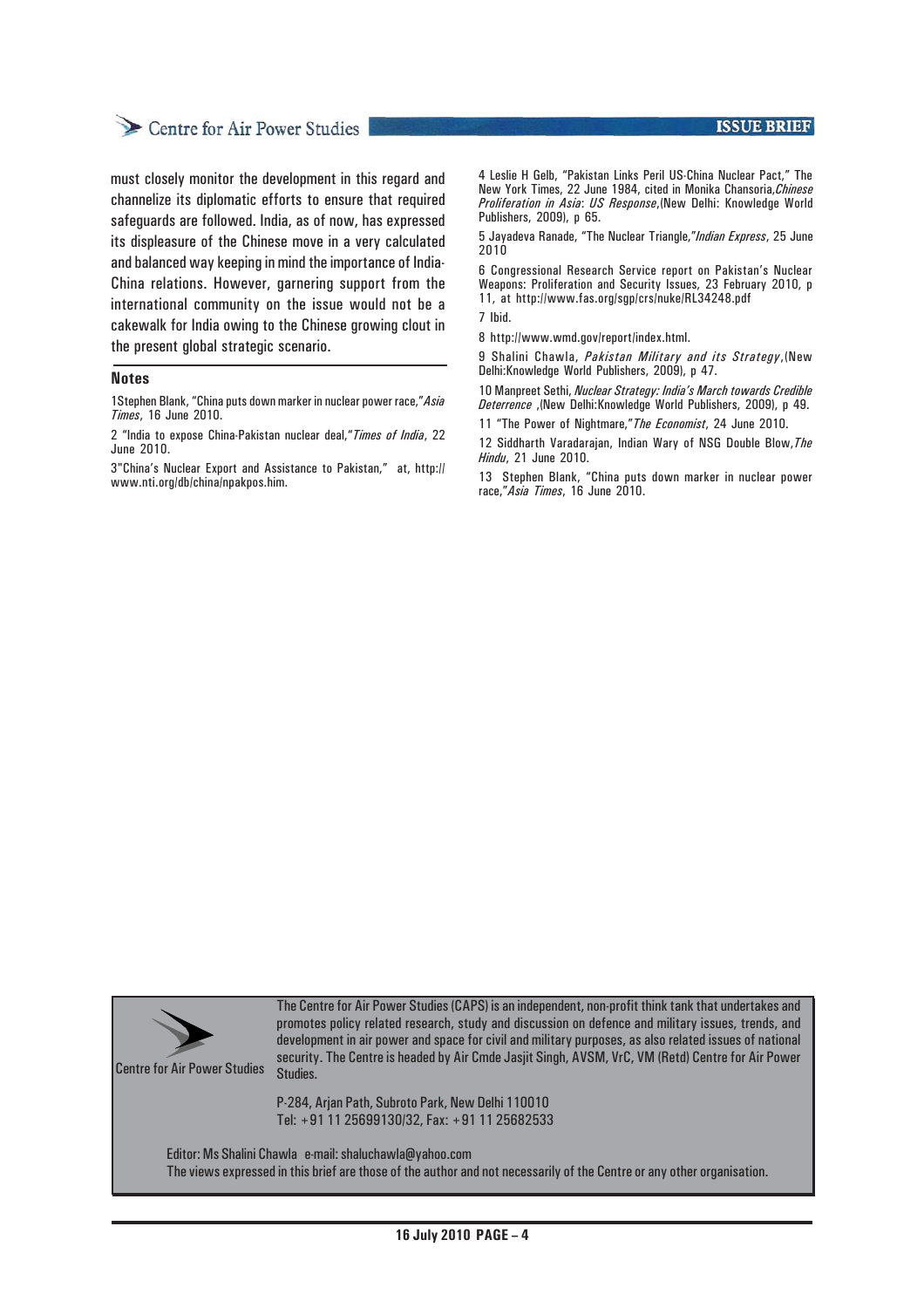must closely monitor the development in this regard and channelize its diplomatic efforts to ensure that required safeguards are followed. India, as of now, has expressed its displeasure of the Chinese move in a very calculated and balanced way keeping in mind the importance of India-China relations. However, garnering support from the international community on the issue would not be a cakewalk for India owing to the Chinese growing clout in the present global strategic scenario.

## Notes

1Stephen Blank, "China puts down marker in nuclear power race,"*Asia Times*, 16 June 2010.

2 "India to expose China-Pakistan nuclear deal,"*Times of India*, 22 June 2010.

3"China's Nuclear Export and Assistance to Pakistan," at, http://www.nti.org/db/china/npakpos.him.

4 Leslie H Gelb, "Pakistan Links Peril US-China Nuclear Pact," The New York Times, 22 June 1984, cited in Monika Chansoria,*Chinese Proliferation in Asia*: *US Response*,(New Delhi: Knowledge World Publishers, 2009), p 65.

5 Jayadeva Ranade, "The Nuclear Triangle,"*Indian Express*, 25 June 2010

6 Congressional Research Service report on Pakistan's Nuclear Weapons: Proliferation and Security Issues, 23 February 2010, p 11, at http://www.fas.org/sgp/crs/nuke/RL34248.pdf

7 Ibid.

8 http://www.wmd.gov/report/index.html.

9 Shalini Chawla, *Pakistan Military and its Strategy*,(New Delhi:Knowledge World Publishers, 2009), p 47.

10 Manpreet Sethi, *Nuclear Strategy: India's March towards Credible Deterrence* ,(New Delhi:Knowledge World Publishers, 2009), p 49.

11 "The Power of Nightmare,"*The Economist*, 24 June 2010.

12 Siddharth Varadarajan, Indian Wary of NSG Double Blow,*The Hindu*, 21 June 2010.

13 Stephen Blank, "China puts down marker in nuclear power race,"*Asia Times*, 16 June 2010.

Centre for Air Power Studies

The Centre for Air Power Studies (CAPS) is an independent, non-profit think tank that undertakes and promotes policy related research, study and discussion on defence and military issues, trends, and development in air power and space for civil and military purposes, as also related issues of national security. The Centre is headed by Air Cmde Jasjit Singh, AVSM, VrC, VM (Retd) Centre for Air Power Studies.

P-284, Arjan Path, Subroto Park, New Delhi 110010
Tel: +91 11 25699130/32, Fax: +91 11 25682533

Editor: Ms Shalini Chawla e-mail: shaluchawla@yahoo.com
The views expressed in this brief are those of the author and not necessarily of the Centre or any other organisation.